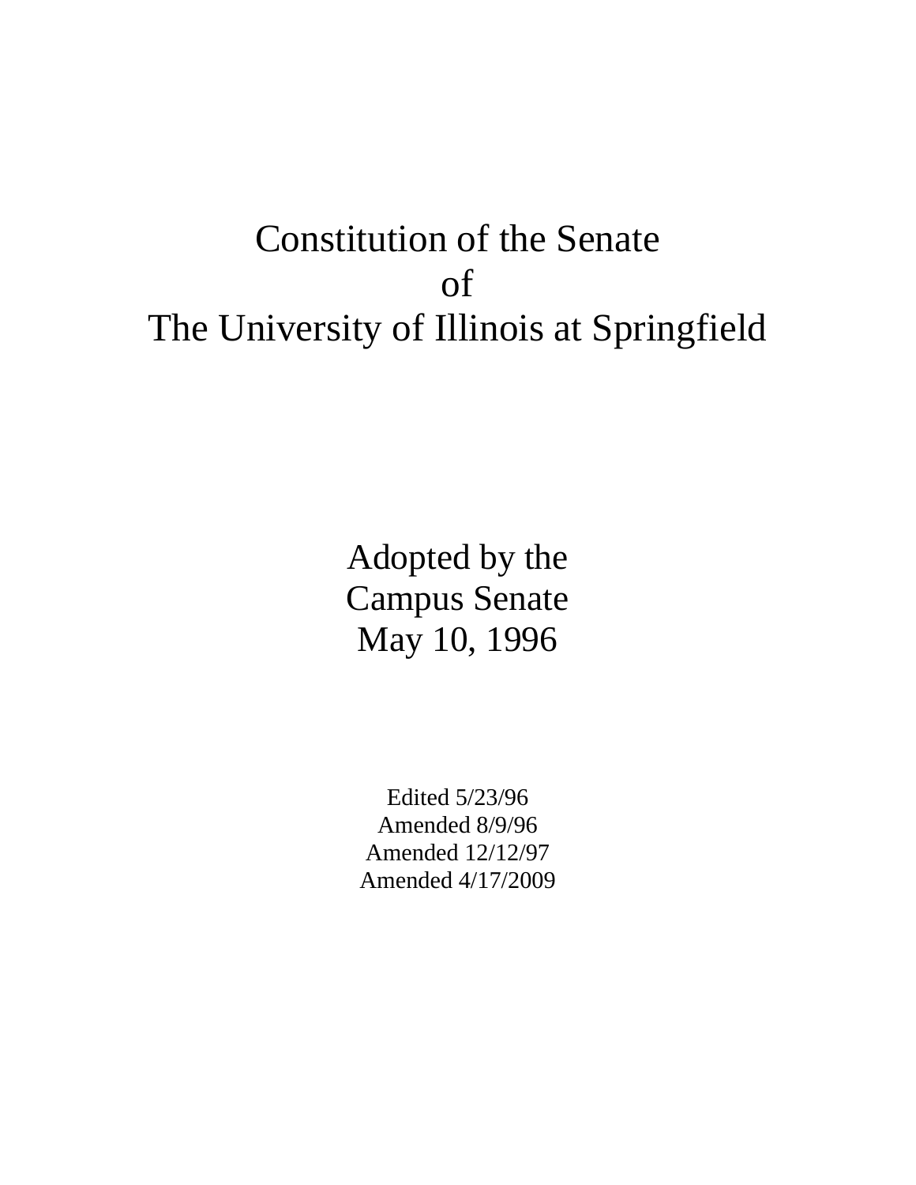# Constitution of the Senate of The University of Illinois at Springfield

Adopted by the
Campus Senate
May 10, 1996

Edited 5/23/96
Amended 8/9/96
Amended 12/12/97
Amended 4/17/2009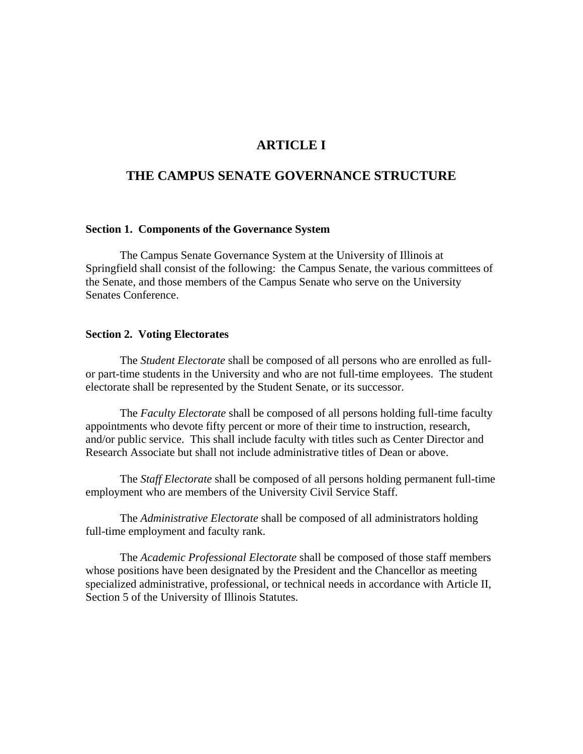# ARTICLE I

# THE CAMPUS SENATE GOVERNANCE STRUCTURE

### Section 1. Components of the Governance System

The Campus Senate Governance System at the University of Illinois at Springfield shall consist of the following: the Campus Senate, the various committees of the Senate, and those members of the Campus Senate who serve on the University Senates Conference.

### Section 2. Voting Electorates

The *Student Electorate* shall be composed of all persons who are enrolled as full- or part-time students in the University and who are not full-time employees. The student electorate shall be represented by the Student Senate, or its successor.

The *Faculty Electorate* shall be composed of all persons holding full-time faculty appointments who devote fifty percent or more of their time to instruction, research, and/or public service. This shall include faculty with titles such as Center Director and Research Associate but shall not include administrative titles of Dean or above.

The *Staff Electorate* shall be composed of all persons holding permanent full-time employment who are members of the University Civil Service Staff.

The *Administrative Electorate* shall be composed of all administrators holding full-time employment and faculty rank.

The *Academic Professional Electorate* shall be composed of those staff members whose positions have been designated by the President and the Chancellor as meeting specialized administrative, professional, or technical needs in accordance with Article II, Section 5 of the University of Illinois Statutes.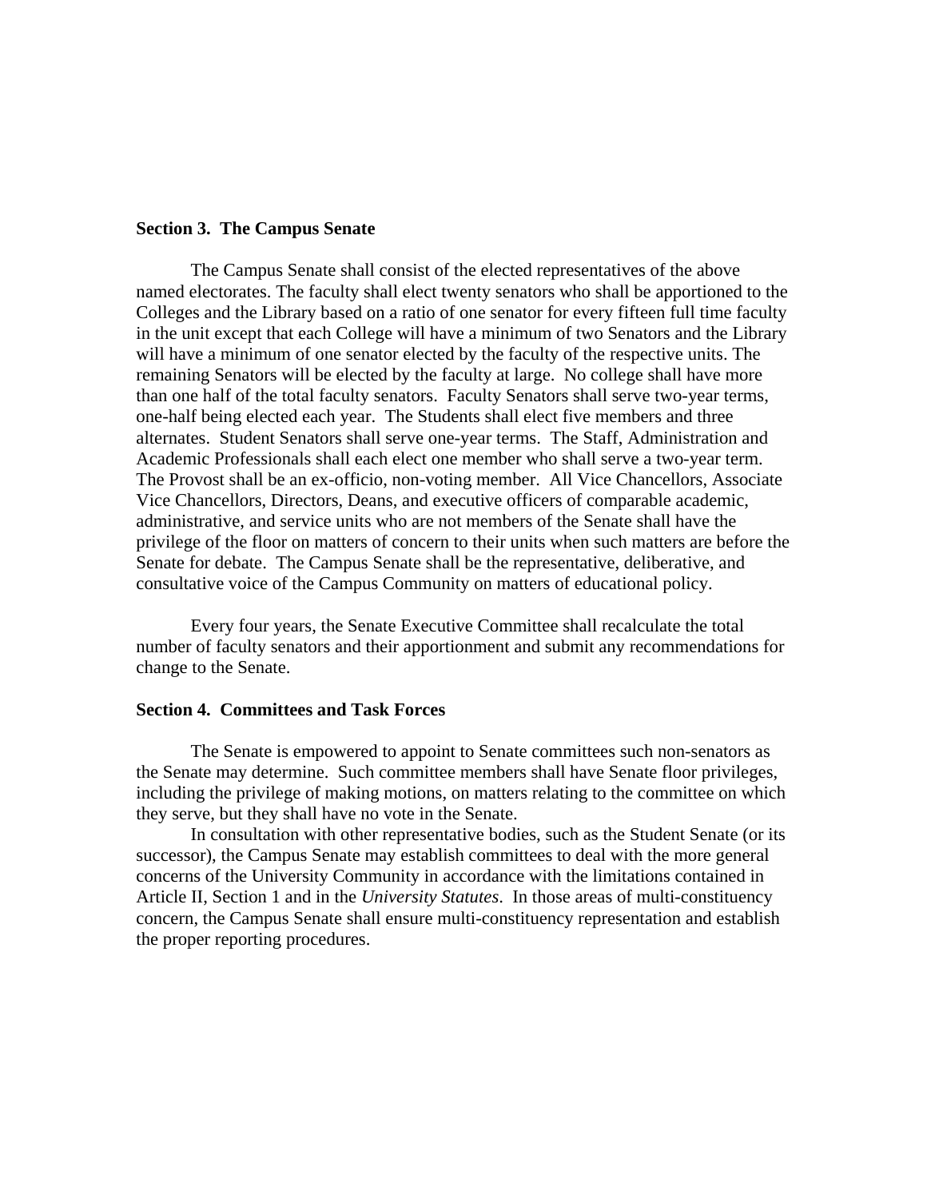**Section 3. The Campus Senate**

The Campus Senate shall consist of the elected representatives of the above named electorates. The faculty shall elect twenty senators who shall be apportioned to the Colleges and the Library based on a ratio of one senator for every fifteen full time faculty in the unit except that each College will have a minimum of two Senators and the Library will have a minimum of one senator elected by the faculty of the respective units. The remaining Senators will be elected by the faculty at large. No college shall have more than one half of the total faculty senators. Faculty Senators shall serve two-year terms, one-half being elected each year. The Students shall elect five members and three alternates. Student Senators shall serve one-year terms. The Staff, Administration and Academic Professionals shall each elect one member who shall serve a two-year term. The Provost shall be an ex-officio, non-voting member. All Vice Chancellors, Associate Vice Chancellors, Directors, Deans, and executive officers of comparable academic, administrative, and service units who are not members of the Senate shall have the privilege of the floor on matters of concern to their units when such matters are before the Senate for debate. The Campus Senate shall be the representative, deliberative, and consultative voice of the Campus Community on matters of educational policy.

Every four years, the Senate Executive Committee shall recalculate the total number of faculty senators and their apportionment and submit any recommendations for change to the Senate.

**Section 4. Committees and Task Forces**

The Senate is empowered to appoint to Senate committees such non-senators as the Senate may determine. Such committee members shall have Senate floor privileges, including the privilege of making motions, on matters relating to the committee on which they serve, but they shall have no vote in the Senate.

In consultation with other representative bodies, such as the Student Senate (or its successor), the Campus Senate may establish committees to deal with the more general concerns of the University Community in accordance with the limitations contained in Article II, Section 1 and in the *University Statutes*. In those areas of multi-constituency concern, the Campus Senate shall ensure multi-constituency representation and establish the proper reporting procedures.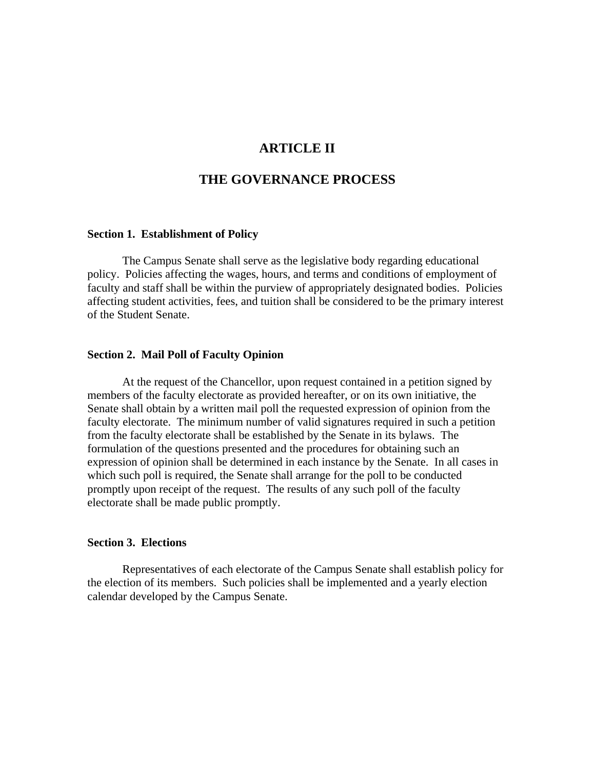# ARTICLE II

# THE GOVERNANCE PROCESS

**Section 1. Establishment of Policy**

The Campus Senate shall serve as the legislative body regarding educational policy. Policies affecting the wages, hours, and terms and conditions of employment of faculty and staff shall be within the purview of appropriately designated bodies. Policies affecting student activities, fees, and tuition shall be considered to be the primary interest of the Student Senate.

**Section 2. Mail Poll of Faculty Opinion**

At the request of the Chancellor, upon request contained in a petition signed by members of the faculty electorate as provided hereafter, or on its own initiative, the Senate shall obtain by a written mail poll the requested expression of opinion from the faculty electorate. The minimum number of valid signatures required in such a petition from the faculty electorate shall be established by the Senate in its bylaws. The formulation of the questions presented and the procedures for obtaining such an expression of opinion shall be determined in each instance by the Senate. In all cases in which such poll is required, the Senate shall arrange for the poll to be conducted promptly upon receipt of the request. The results of any such poll of the faculty electorate shall be made public promptly.

**Section 3. Elections**

Representatives of each electorate of the Campus Senate shall establish policy for the election of its members. Such policies shall be implemented and a yearly election calendar developed by the Campus Senate.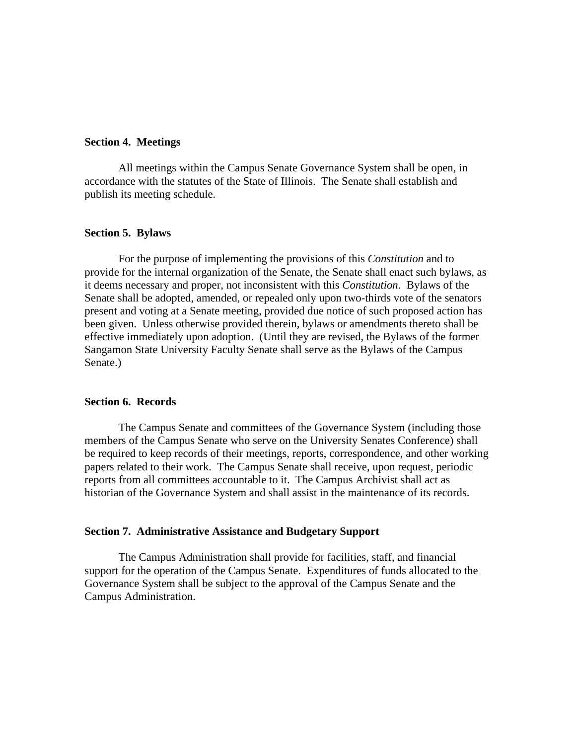**Section 4. Meetings**

All meetings within the Campus Senate Governance System shall be open, in accordance with the statutes of the State of Illinois. The Senate shall establish and publish its meeting schedule.

**Section 5. Bylaws**

For the purpose of implementing the provisions of this *Constitution* and to provide for the internal organization of the Senate, the Senate shall enact such bylaws, as it deems necessary and proper, not inconsistent with this *Constitution*. Bylaws of the Senate shall be adopted, amended, or repealed only upon two-thirds vote of the senators present and voting at a Senate meeting, provided due notice of such proposed action has been given. Unless otherwise provided therein, bylaws or amendments thereto shall be effective immediately upon adoption. (Until they are revised, the Bylaws of the former Sangamon State University Faculty Senate shall serve as the Bylaws of the Campus Senate.)

**Section 6. Records**

The Campus Senate and committees of the Governance System (including those members of the Campus Senate who serve on the University Senates Conference) shall be required to keep records of their meetings, reports, correspondence, and other working papers related to their work. The Campus Senate shall receive, upon request, periodic reports from all committees accountable to it. The Campus Archivist shall act as historian of the Governance System and shall assist in the maintenance of its records.

**Section 7. Administrative Assistance and Budgetary Support**

The Campus Administration shall provide for facilities, staff, and financial support for the operation of the Campus Senate. Expenditures of funds allocated to the Governance System shall be subject to the approval of the Campus Senate and the Campus Administration.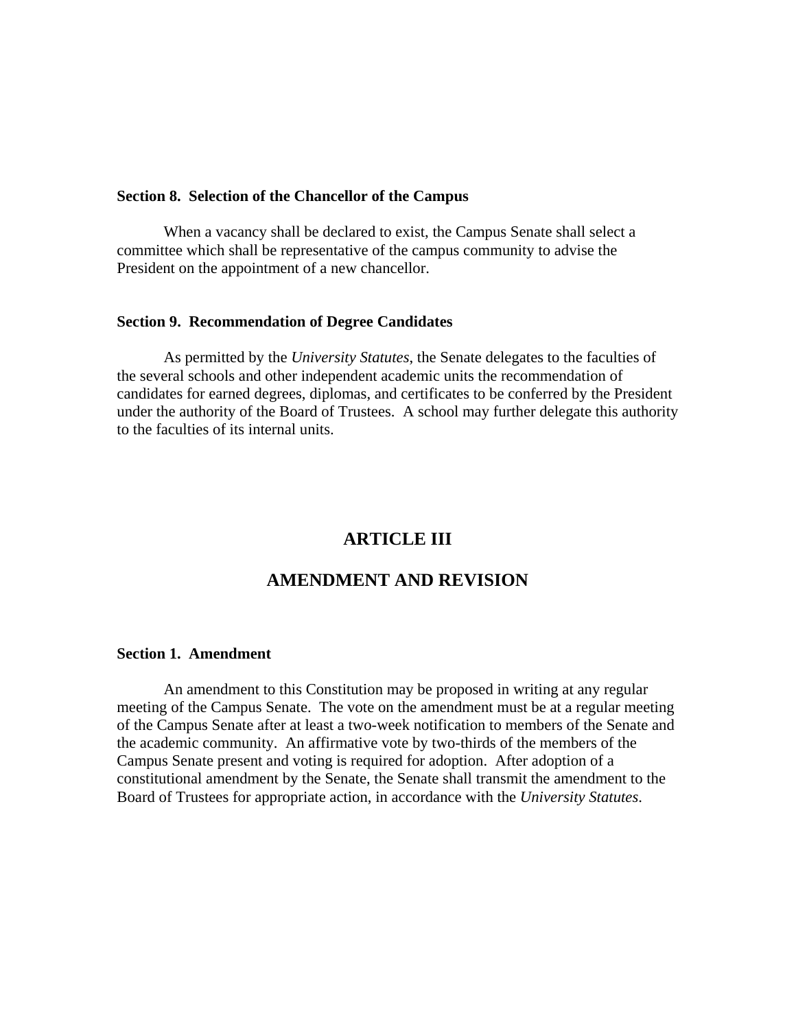**Section 8. Selection of the Chancellor of the Campus**

When a vacancy shall be declared to exist, the Campus Senate shall select a committee which shall be representative of the campus community to advise the President on the appointment of a new chancellor.

**Section 9. Recommendation of Degree Candidates**

As permitted by the *University Statutes*, the Senate delegates to the faculties of the several schools and other independent academic units the recommendation of candidates for earned degrees, diplomas, and certificates to be conferred by the President under the authority of the Board of Trustees. A school may further delegate this authority to the faculties of its internal units.

# ARTICLE III

# AMENDMENT AND REVISION

**Section 1. Amendment**

An amendment to this Constitution may be proposed in writing at any regular meeting of the Campus Senate. The vote on the amendment must be at a regular meeting of the Campus Senate after at least a two-week notification to members of the Senate and the academic community. An affirmative vote by two-thirds of the members of the Campus Senate present and voting is required for adoption. After adoption of a constitutional amendment by the Senate, the Senate shall transmit the amendment to the Board of Trustees for appropriate action, in accordance with the *University Statutes*.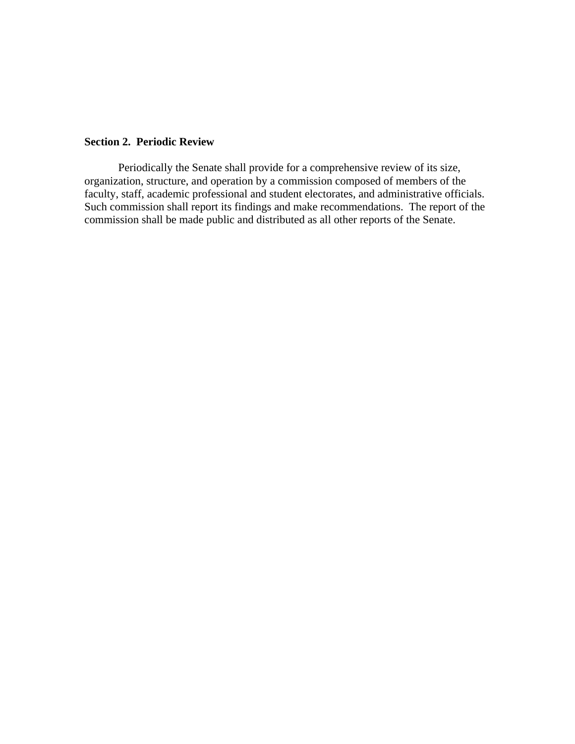**Section 2. Periodic Review**

Periodically the Senate shall provide for a comprehensive review of its size, organization, structure, and operation by a commission composed of members of the faculty, staff, academic professional and student electorates, and administrative officials. Such commission shall report its findings and make recommendations. The report of the commission shall be made public and distributed as all other reports of the Senate.